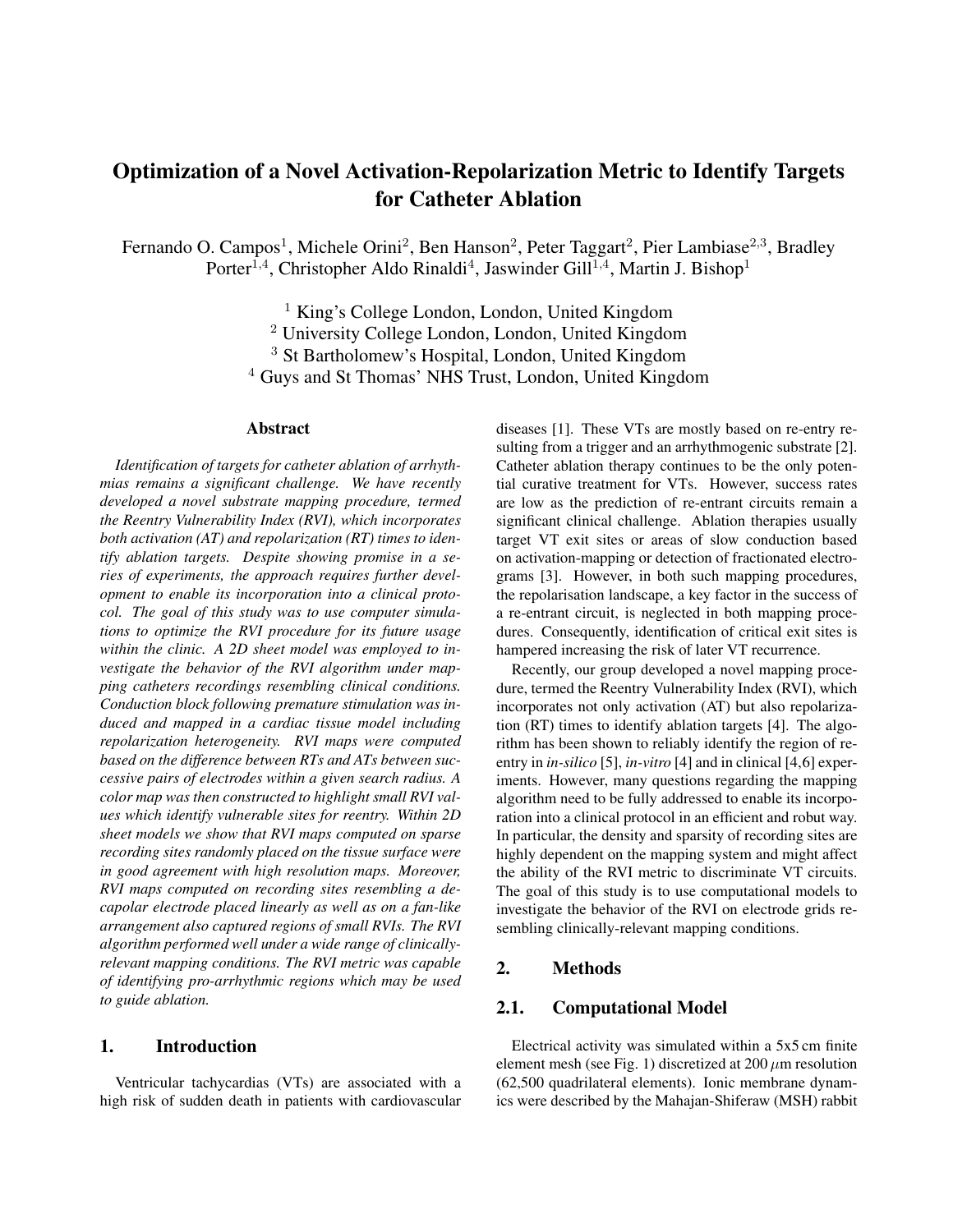# Optimization of a Novel Activation-Repolarization Metric to Identify Targets for Catheter Ablation

Fernando O. Campos[1], Michele Orini[2], Ben Hanson[2], Peter Taggart[2], Pier Lambiase[2,3], Bradley Porter[1,4], Christopher Aldo Rinaldi[4], Jaswinder Gill[1,4], Martin J. Bishop[1]

[1] King's College London, London, United Kingdom
[2] University College London, London, United Kingdom
[3] St Bartholomew's Hospital, London, United Kingdom
[4] Guys and St Thomas' NHS Trust, London, United Kingdom

## Abstract

*Identification of targets for catheter ablation of arrhythmias remains a significant challenge. We have recently developed a novel substrate mapping procedure, termed the Reentry Vulnerability Index (RVI), which incorporates both activation (AT) and repolarization (RT) times to identify ablation targets. Despite showing promise in a series of experiments, the approach requires further development to enable its incorporation into a clinical protocol. The goal of this study was to use computer simulations to optimize the RVI procedure for its future usage within the clinic. A 2D sheet model was employed to investigate the behavior of the RVI algorithm under mapping catheters recordings resembling clinical conditions. Conduction block following premature stimulation was induced and mapped in a cardiac tissue model including repolarization heterogeneity. RVI maps were computed based on the difference between RTs and ATs between successive pairs of electrodes within a given search radius. A color map was then constructed to highlight small RVI values which identify vulnerable sites for reentry. Within 2D sheet models we show that RVI maps computed on sparse recording sites randomly placed on the tissue surface were in good agreement with high resolution maps. Moreover, RVI maps computed on recording sites resembling a decapolar electrode placed linearly as well as on a fan-like arrangement also captured regions of small RVIs. The RVI algorithm performed well under a wide range of clinically-relevant mapping conditions. The RVI metric was capable of identifying pro-arrhythmic regions which may be used to guide ablation.*

## 1. Introduction

Ventricular tachycardias (VTs) are associated with a high risk of sudden death in patients with cardiovascular diseases [1]. These VTs are mostly based on re-entry resulting from a trigger and an arrhythmogenic substrate [2]. Catheter ablation therapy continues to be the only potential curative treatment for VTs. However, success rates are low as the prediction of re-entrant circuits remain a significant clinical challenge. Ablation therapies usually target VT exit sites or areas of slow conduction based on activation-mapping or detection of fractionated electrograms [3]. However, in both such mapping procedures, the repolarisation landscape, a key factor in the success of a re-entrant circuit, is neglected in both mapping procedures. Consequently, identification of critical exit sites is hampered increasing the risk of later VT recurrence.

Recently, our group developed a novel mapping procedure, termed the Reentry Vulnerability Index (RVI), which incorporates not only activation (AT) but also repolarization (RT) times to identify ablation targets [4]. The algorithm has been shown to reliably identify the region of reentry in *in-silico* [5], *in-vitro* [4] and in clinical [4,6] experiments. However, many questions regarding the mapping algorithm need to be fully addressed to enable its incorporation into a clinical protocol in an efficient and robut way. In particular, the density and sparsity of recording sites are highly dependent on the mapping system and might affect the ability of the RVI metric to discriminate VT circuits. The goal of this study is to use computational models to investigate the behavior of the RVI on electrode grids resembling clinically-relevant mapping conditions.

## 2. Methods

### 2.1. Computational Model

Electrical activity was simulated within a 5x5 cm finite element mesh (see Fig. 1) discretized at 200 $\mu$m resolution (62,500 quadrilateral elements). Ionic membrane dynamics were described by the Mahajan-Shiferaw (MSH) rabbit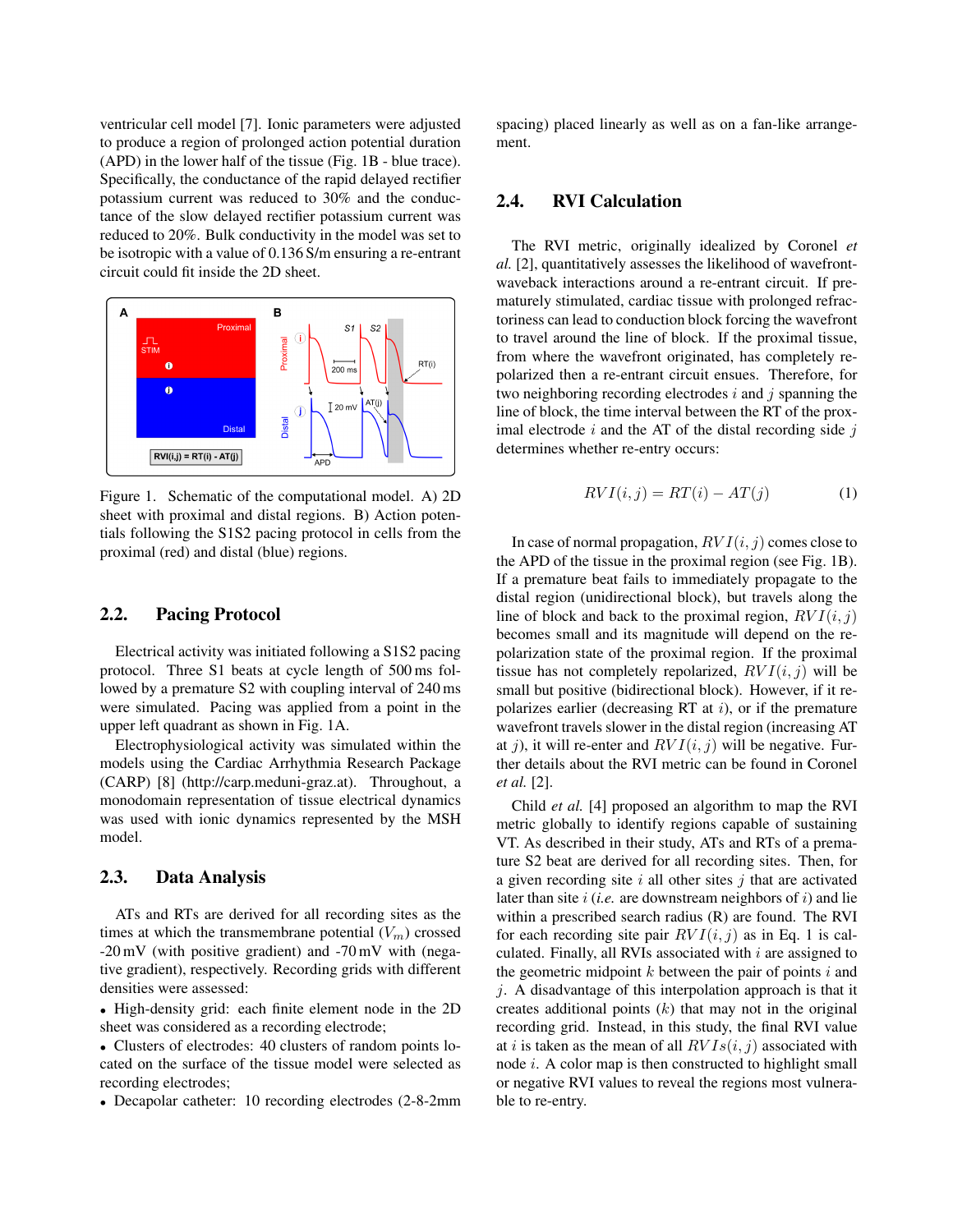ventricular cell model [7]. Ionic parameters were adjusted to produce a region of prolonged action potential duration (APD) in the lower half of the tissue (Fig. 1B - blue trace). Specifically, the conductance of the rapid delayed rectifier potassium current was reduced to 30% and the conductance of the slow delayed rectifier potassium current was reduced to 20%. Bulk conductivity in the model was set to be isotropic with a value of 0.136 S/m ensuring a re-entrant circuit could fit inside the 2D sheet.

Figure 1. Schematic of the computational model. A) 2D sheet with proximal and distal regions. B) Action potentials following the S1S2 pacing protocol in cells from the proximal (red) and distal (blue) regions.

## 2.2. Pacing Protocol

Electrical activity was initiated following a S1S2 pacing protocol. Three S1 beats at cycle length of 500 ms followed by a premature S2 with coupling interval of 240 ms were simulated. Pacing was applied from a point in the upper left quadrant as shown in Fig. 1A.

Electrophysiological activity was simulated within the models using the Cardiac Arrhythmia Research Package (CARP) [8] (http://carp.meduni-graz.at). Throughout, a monodomain representation of tissue electrical dynamics was used with ionic dynamics represented by the MSH model.

## 2.3. Data Analysis

ATs and RTs are derived for all recording sites as the times at which the transmembrane potential ($V_m$) crossed -20 mV (with positive gradient) and -70 mV with (negative gradient), respectively. Recording grids with different densities were assessed:

- High-density grid: each finite element node in the 2D sheet was considered as a recording electrode;
- Clusters of electrodes: 40 clusters of random points located on the surface of the tissue model were selected as recording electrodes;
- Decapolar catheter: 10 recording electrodes (2-8-2mm spacing) placed linearly as well as on a fan-like arrangement.

## 2.4. RVI Calculation

The RVI metric, originally idealized by Coronel *et al.* [2], quantitatively assesses the likelihood of wavefront-waveback interactions around a re-entrant circuit. If prematurely stimulated, cardiac tissue with prolonged refractoriness can lead to conduction block forcing the wavefront to travel around the line of block. If the proximal tissue, from where the wavefront originated, has completely repolarized then a re-entrant circuit ensues. Therefore, for two neighboring recording electrodes $i$ and $j$ spanning the line of block, the time interval between the RT of the proximal electrode $i$ and the AT of the distal recording side $j$ determines whether re-entry occurs:

$$RVI(i,j) = RT(i) - AT(j) \tag{1}$$

In case of normal propagation, $RVI(i,j)$ comes close to the APD of the tissue in the proximal region (see Fig. 1B). If a premature beat fails to immediately propagate to the distal region (unidirectional block), but travels along the line of block and back to the proximal region, $RVI(i,j)$ becomes small and its magnitude will depend on the repolarization state of the proximal region. If the proximal tissue has not completely repolarized, $RVI(i,j)$ will be small but positive (bidirectional block). However, if it repolarizes earlier (decreasing RT at $i$), or if the premature wavefront travels slower in the distal region (increasing AT at $j$), it will re-enter and $RVI(i,j)$ will be negative. Further details about the RVI metric can be found in Coronel *et al.* [2].

Child *et al.* [4] proposed an algorithm to map the RVI metric globally to identify regions capable of sustaining VT. As described in their study, ATs and RTs of a premature S2 beat are derived for all recording sites. Then, for a given recording site $i$ all other sites $j$ that are activated later than site $i$ (*i.e.* are downstream neighbors of $i$) and lie within a prescribed search radius (R) are found. The RVI for each recording site pair $RVI(i,j)$ as in Eq. 1 is calculated. Finally, all RVIs associated with $i$ are assigned to the geometric midpoint $k$ between the pair of points $i$ and $j$. A disadvantage of this interpolation approach is that it creates additional points ($k$) that may not in the original recording grid. Instead, in this study, the final RVI value at $i$ is taken as the mean of all $RVIs(i,j)$ associated with node $i$. A color map is then constructed to highlight small or negative RVI values to reveal the regions most vulnerable to re-entry.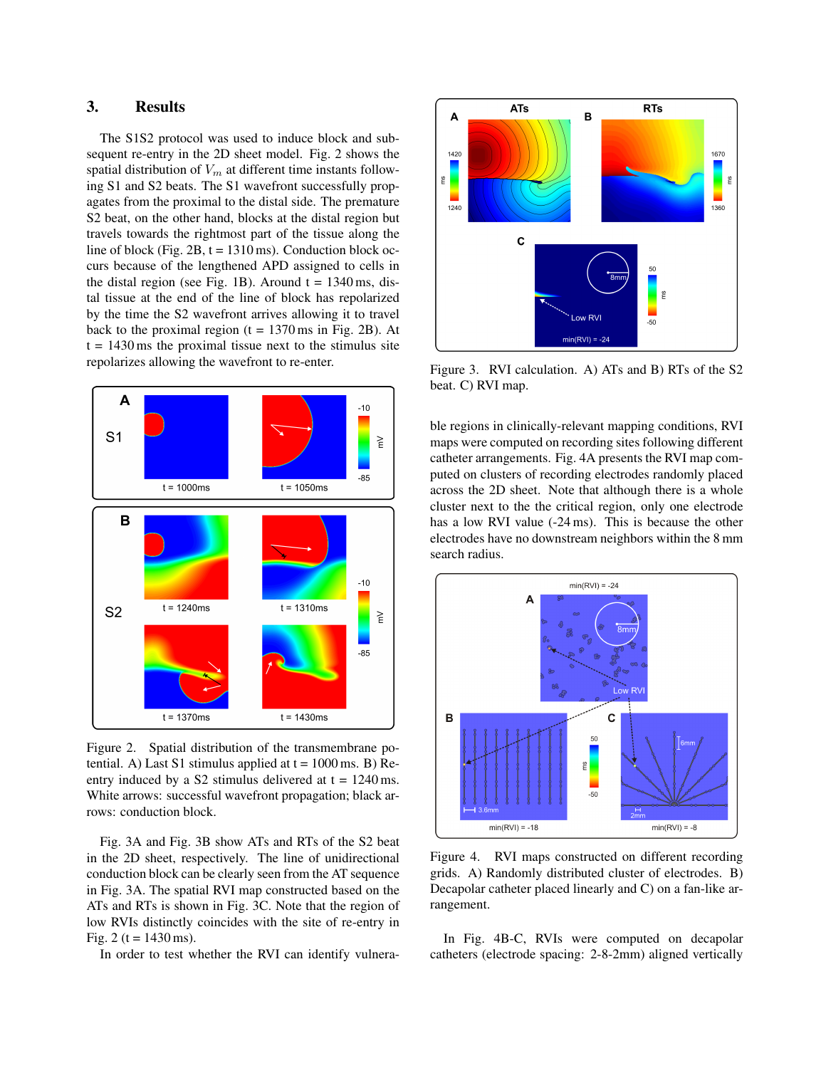## 3. Results

The S1S2 protocol was used to induce block and subsequent re-entry in the 2D sheet model. Fig. 2 shows the spatial distribution of $V_m$ at different time instants following S1 and S2 beats. The S1 wavefront successfully propagates from the proximal to the distal side. The premature S2 beat, on the other hand, blocks at the distal region but travels towards the rightmost part of the tissue along the line of block (Fig. 2B, t = 1310 ms). Conduction block occurs because of the lengthened APD assigned to cells in the distal region (see Fig. 1B). Around t = 1340 ms, distal tissue at the end of the line of block has repolarized by the time the S2 wavefront arrives allowing it to travel back to the proximal region (t = 1370 ms in Fig. 2B). At t = 1430 ms the proximal tissue next to the stimulus site repolarizes allowing the wavefront to re-enter.

Figure 2. Spatial distribution of the transmembrane potential. A) Last S1 stimulus applied at t = 1000 ms. B) Re-entry induced by a S2 stimulus delivered at t = 1240 ms. White arrows: successful wavefront propagation; black arrows: conduction block.

Fig. 3A and Fig. 3B show ATs and RTs of the S2 beat in the 2D sheet, respectively. The line of unidirectional conduction block can be clearly seen from the AT sequence in Fig. 3A. The spatial RVI map constructed based on the ATs and RTs is shown in Fig. 3C. Note that the region of low RVIs distinctly coincides with the site of re-entry in Fig. 2 (t = 1430 ms).

In order to test whether the RVI can identify vulnerable regions in clinically-relevant mapping conditions, RVI maps were computed on recording sites following different catheter arrangements. Fig. 4A presents the RVI map computed on clusters of recording electrodes randomly placed across the 2D sheet. Note that although there is a whole cluster next to the the critical region, only one electrode has a low RVI value (-24 ms). This is because the other electrodes have no downstream neighbors within the 8 mm search radius.

Figure 3. RVI calculation. A) ATs and B) RTs of the S2 beat. C) RVI map.

Figure 4. RVI maps constructed on different recording grids. A) Randomly distributed cluster of electrodes. B) Decapolar catheter placed linearly and C) on a fan-like arrangement.

In Fig. 4B-C, RVIs were computed on decapolar catheters (electrode spacing: 2-8-2mm) aligned vertically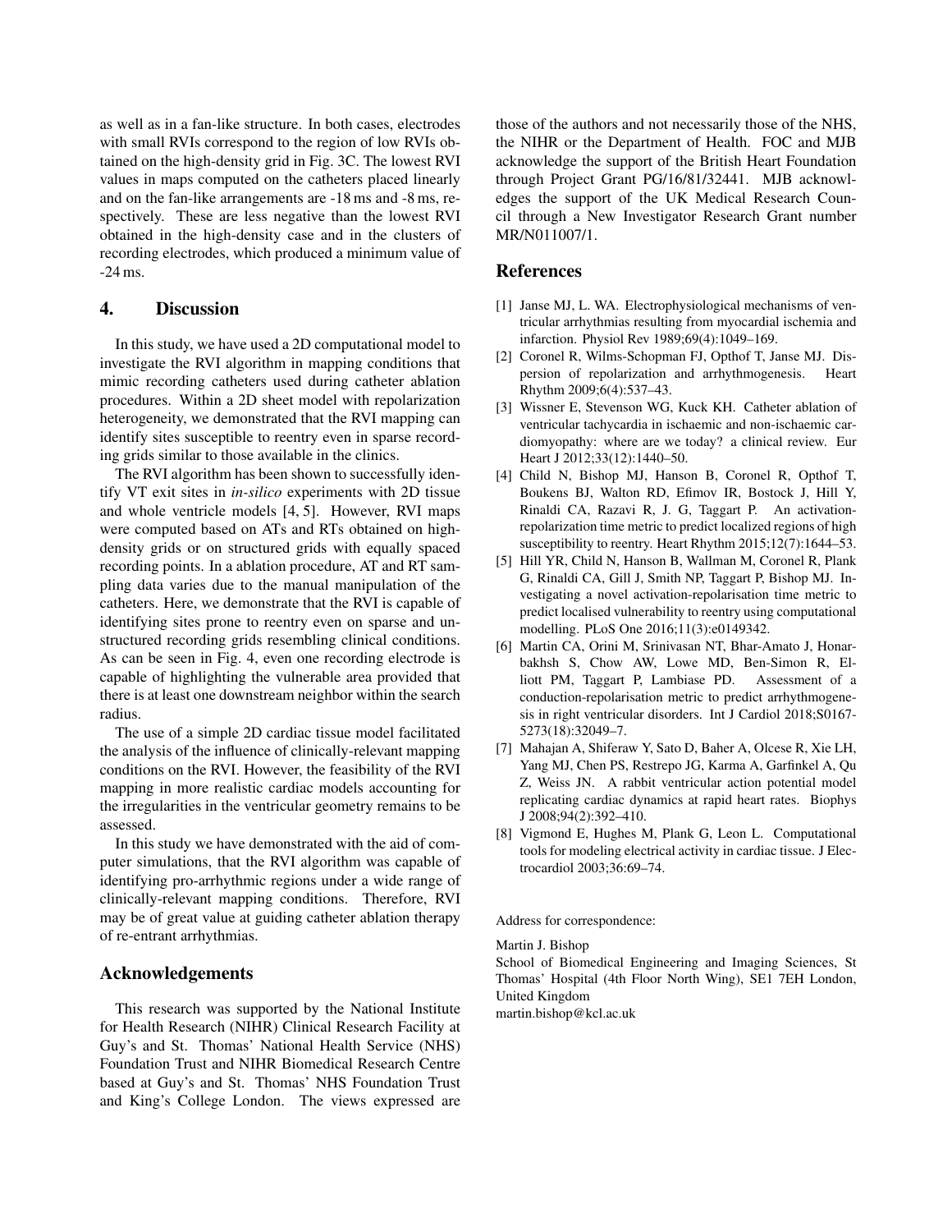as well as in a fan-like structure. In both cases, electrodes with small RVIs correspond to the region of low RVIs obtained on the high-density grid in Fig. 3C. The lowest RVI values in maps computed on the catheters placed linearly and on the fan-like arrangements are -18 ms and -8 ms, respectively. These are less negative than the lowest RVI obtained in the high-density case and in the clusters of recording electrodes, which produced a minimum value of -24 ms.

## 4. Discussion

In this study, we have used a 2D computational model to investigate the RVI algorithm in mapping conditions that mimic recording catheters used during catheter ablation procedures. Within a 2D sheet model with repolarization heterogeneity, we demonstrated that the RVI mapping can identify sites susceptible to reentry even in sparse recording grids similar to those available in the clinics.

The RVI algorithm has been shown to successfully identify VT exit sites in *in-silico* experiments with 2D tissue and whole ventricle models [4, 5]. However, RVI maps were computed based on ATs and RTs obtained on high-density grids or on structured grids with equally spaced recording points. In a ablation procedure, AT and RT sampling data varies due to the manual manipulation of the catheters. Here, we demonstrate that the RVI is capable of identifying sites prone to reentry even on sparse and unstructured recording grids resembling clinical conditions. As can be seen in Fig. 4, even one recording electrode is capable of highlighting the vulnerable area provided that there is at least one downstream neighbor within the search radius.

The use of a simple 2D cardiac tissue model facilitated the analysis of the influence of clinically-relevant mapping conditions on the RVI. However, the feasibility of the RVI mapping in more realistic cardiac models accounting for the irregularities in the ventricular geometry remains to be assessed.

In this study we have demonstrated with the aid of computer simulations, that the RVI algorithm was capable of identifying pro-arrhythmic regions under a wide range of clinically-relevant mapping conditions. Therefore, RVI may be of great value at guiding catheter ablation therapy of re-entrant arrhythmias.

## Acknowledgements

This research was supported by the National Institute for Health Research (NIHR) Clinical Research Facility at Guy's and St. Thomas' National Health Service (NHS) Foundation Trust and NIHR Biomedical Research Centre based at Guy's and St. Thomas' NHS Foundation Trust and King's College London. The views expressed are those of the authors and not necessarily those of the NHS, the NIHR or the Department of Health. FOC and MJB acknowledge the support of the British Heart Foundation through Project Grant PG/16/81/32441. MJB acknowledges the support of the UK Medical Research Council through a New Investigator Research Grant number MR/N011007/1.

## References

[1] Janse MJ, L. WA. Electrophysiological mechanisms of ventricular arrhythmias resulting from myocardial ischemia and infarction. Physiol Rev 1989;69(4):1049–169.

[2] Coronel R, Wilms-Schopman FJ, Opthof T, Janse MJ. Dispersion of repolarization and arrhythmogenesis. Heart Rhythm 2009;6(4):537–43.

[3] Wissner E, Stevenson WG, Kuck KH. Catheter ablation of ventricular tachycardia in ischaemic and non-ischaemic cardiomyopathy: where are we today? a clinical review. Eur Heart J 2012;33(12):1440–50.

[4] Child N, Bishop MJ, Hanson B, Coronel R, Opthof T, Boukens BJ, Walton RD, Efimov IR, Bostock J, Hill Y, Rinaldi CA, Razavi R, J. G, Taggart P. An activation-repolarization time metric to predict localized regions of high susceptibility to reentry. Heart Rhythm 2015;12(7):1644–53.

[5] Hill YR, Child N, Hanson B, Wallman M, Coronel R, Plank G, Rinaldi CA, Gill J, Smith NP, Taggart P, Bishop MJ. Investigating a novel activation-repolarisation time metric to predict localised vulnerability to reentry using computational modelling. PLoS One 2016;11(3):e0149342.

[6] Martin CA, Orini M, Srinivasan NT, Bhar-Amato J, Honarbakhsh S, Chow AW, Lowe MD, Ben-Simon R, Elliott PM, Taggart P, Lambiase PD. Assessment of a conduction-repolarisation metric to predict arrhythmogenesis in right ventricular disorders. Int J Cardiol 2018;S0167-5273(18):32049–7.

[7] Mahajan A, Shiferaw Y, Sato D, Baher A, Olcese R, Xie LH, Yang MJ, Chen PS, Restrepo JG, Karma A, Garfinkel A, Qu Z, Weiss JN. A rabbit ventricular action potential model replicating cardiac dynamics at rapid heart rates. Biophys J 2008;94(2):392–410.

[8] Vigmond E, Hughes M, Plank G, Leon L. Computational tools for modeling electrical activity in cardiac tissue. J Electrocardiol 2003;36:69–74.

Address for correspondence:

Martin J. Bishop

School of Biomedical Engineering and Imaging Sciences, St Thomas' Hospital (4th Floor North Wing), SE1 7EH London, United Kingdom

martin.bishop@kcl.ac.uk